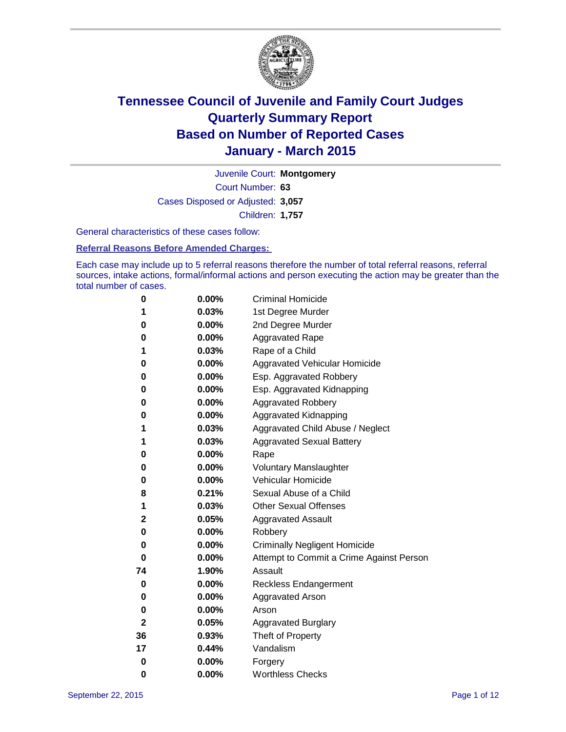# Tennessee Council of Juvenile and Family Court Judges
# Quarterly Summary Report
# Based on Number of Reported Cases
# January - March 2015

Juvenile Court: **Montgomery**
Court Number: **63**
Cases Disposed or Adjusted: **3,057**
Children: **1,757**

General characteristics of these cases follow:

**Referral Reasons Before Amended Charges:**

Each case may include up to 5 referral reasons therefore the number of total referral reasons, referral sources, intake actions, formal/informal actions and person executing the action may be greater than the total number of cases.

| | | |
|---|---|---|
| **0** | **0.00%** | Criminal Homicide |
| **1** | **0.03%** | 1st Degree Murder |
| **0** | **0.00%** | 2nd Degree Murder |
| **0** | **0.00%** | Aggravated Rape |
| **1** | **0.03%** | Rape of a Child |
| **0** | **0.00%** | Aggravated Vehicular Homicide |
| **0** | **0.00%** | Esp. Aggravated Robbery |
| **0** | **0.00%** | Esp. Aggravated Kidnapping |
| **0** | **0.00%** | Aggravated Robbery |
| **0** | **0.00%** | Aggravated Kidnapping |
| **1** | **0.03%** | Aggravated Child Abuse / Neglect |
| **1** | **0.03%** | Aggravated Sexual Battery |
| **0** | **0.00%** | Rape |
| **0** | **0.00%** | Voluntary Manslaughter |
| **0** | **0.00%** | Vehicular Homicide |
| **8** | **0.21%** | Sexual Abuse of a Child |
| **1** | **0.03%** | Other Sexual Offenses |
| **2** | **0.05%** | Aggravated Assault |
| **0** | **0.00%** | Robbery |
| **0** | **0.00%** | Criminally Negligent Homicide |
| **0** | **0.00%** | Attempt to Commit a Crime Against Person |
| **74** | **1.90%** | Assault |
| **0** | **0.00%** | Reckless Endangerment |
| **0** | **0.00%** | Aggravated Arson |
| **0** | **0.00%** | Arson |
| **2** | **0.05%** | Aggravated Burglary |
| **36** | **0.93%** | Theft of Property |
| **17** | **0.44%** | Vandalism |
| **0** | **0.00%** | Forgery |
| **0** | **0.00%** | Worthless Checks |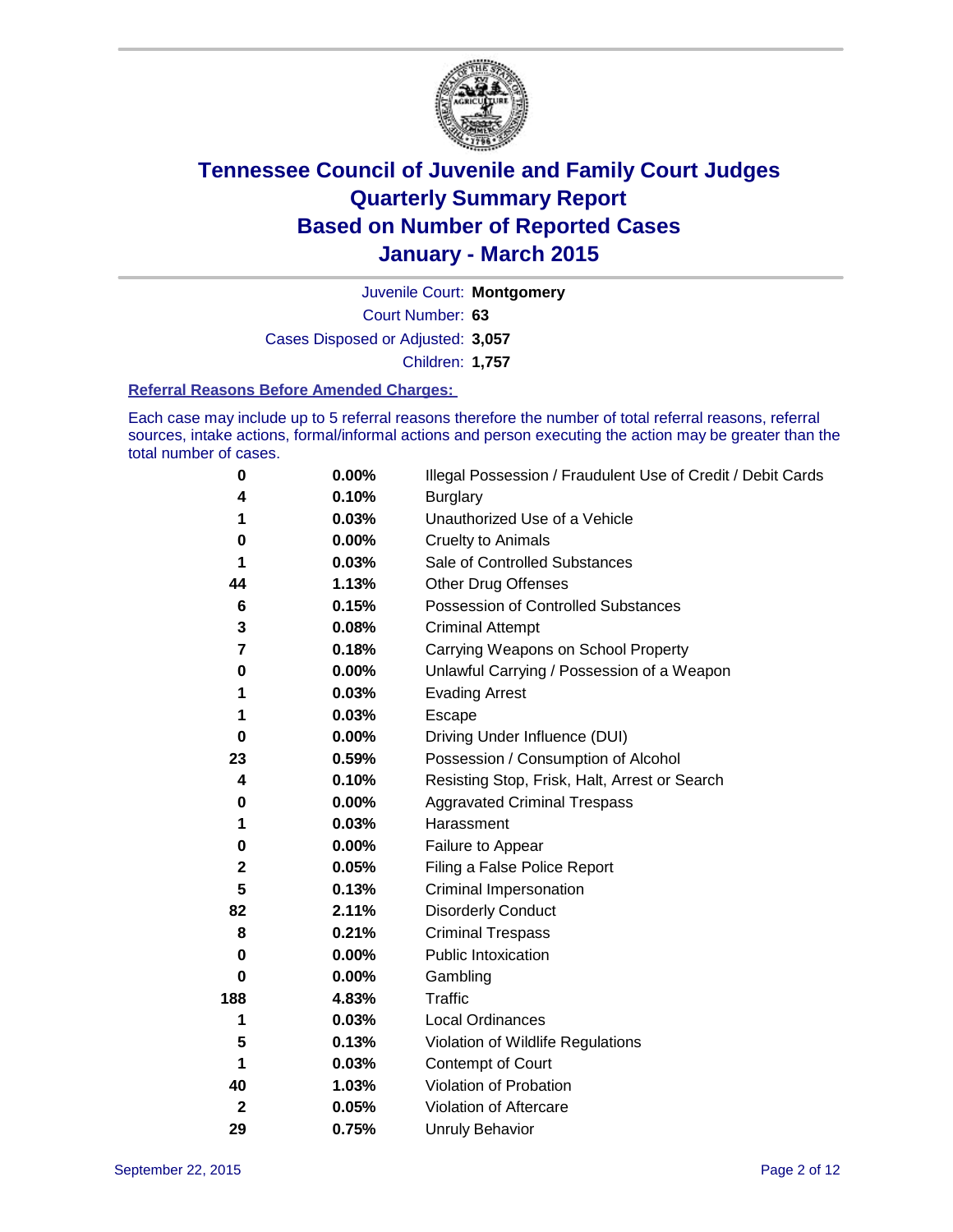# Tennessee Council of Juvenile and Family Court Judges
# Quarterly Summary Report
# Based on Number of Reported Cases
# January - March 2015

Juvenile Court: **Montgomery**
Court Number: **63**
Cases Disposed or Adjusted: **3,057**
Children: **1,757**

### Referral Reasons Before Amended Charges:

Each case may include up to 5 referral reasons therefore the number of total referral reasons, referral sources, intake actions, formal/informal actions and person executing the action may be greater than the total number of cases.

| Count | Percent | Referral Reason |
|---|---|---|
| 0 | 0.00% | Illegal Possession / Fraudulent Use of Credit / Debit Cards |
| 4 | 0.10% | Burglary |
| 1 | 0.03% | Unauthorized Use of a Vehicle |
| 0 | 0.00% | Cruelty to Animals |
| 1 | 0.03% | Sale of Controlled Substances |
| 44 | 1.13% | Other Drug Offenses |
| 6 | 0.15% | Possession of Controlled Substances |
| 3 | 0.08% | Criminal Attempt |
| 7 | 0.18% | Carrying Weapons on School Property |
| 0 | 0.00% | Unlawful Carrying / Possession of a Weapon |
| 1 | 0.03% | Evading Arrest |
| 1 | 0.03% | Escape |
| 0 | 0.00% | Driving Under Influence (DUI) |
| 23 | 0.59% | Possession / Consumption of Alcohol |
| 4 | 0.10% | Resisting Stop, Frisk, Halt, Arrest or Search |
| 0 | 0.00% | Aggravated Criminal Trespass |
| 1 | 0.03% | Harassment |
| 0 | 0.00% | Failure to Appear |
| 2 | 0.05% | Filing a False Police Report |
| 5 | 0.13% | Criminal Impersonation |
| 82 | 2.11% | Disorderly Conduct |
| 8 | 0.21% | Criminal Trespass |
| 0 | 0.00% | Public Intoxication |
| 0 | 0.00% | Gambling |
| 188 | 4.83% | Traffic |
| 1 | 0.03% | Local Ordinances |
| 5 | 0.13% | Violation of Wildlife Regulations |
| 1 | 0.03% | Contempt of Court |
| 40 | 1.03% | Violation of Probation |
| 2 | 0.05% | Violation of Aftercare |
| 29 | 0.75% | Unruly Behavior |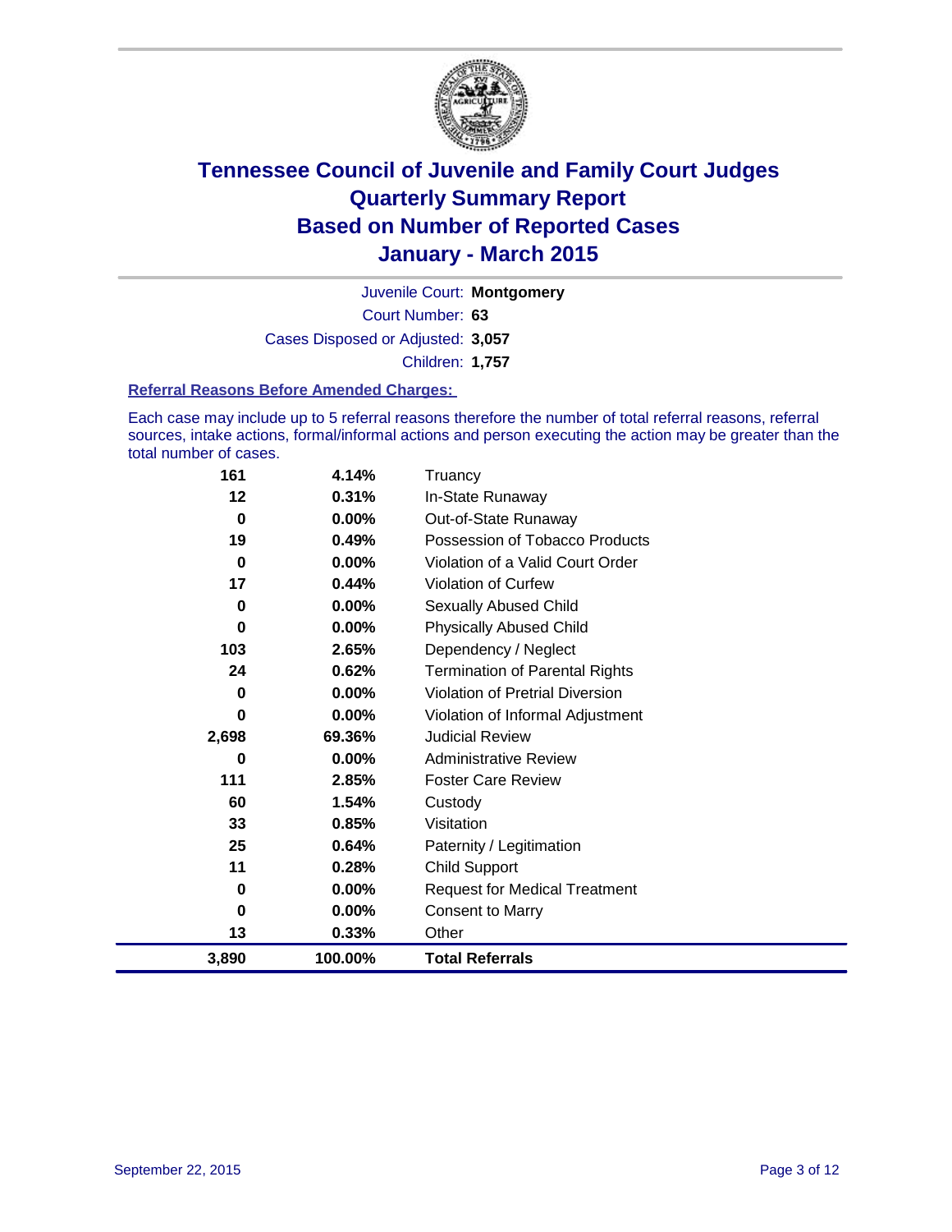# Tennessee Council of Juvenile and Family Court Judges
# Quarterly Summary Report
# Based on Number of Reported Cases
# January - March 2015

Juvenile Court: **Montgomery**
Court Number: **63**
Cases Disposed or Adjusted: **3,057**
Children: **1,757**

### Referral Reasons Before Amended Charges:

Each case may include up to 5 referral reasons therefore the number of total referral reasons, referral sources, intake actions, formal/informal actions and person executing the action may be greater than the total number of cases.

| Count | Percent | Referral Reason |
|---|---|---|
| 161 | 4.14% | Truancy |
| 12 | 0.31% | In-State Runaway |
| 0 | 0.00% | Out-of-State Runaway |
| 19 | 0.49% | Possession of Tobacco Products |
| 0 | 0.00% | Violation of a Valid Court Order |
| 17 | 0.44% | Violation of Curfew |
| 0 | 0.00% | Sexually Abused Child |
| 0 | 0.00% | Physically Abused Child |
| 103 | 2.65% | Dependency / Neglect |
| 24 | 0.62% | Termination of Parental Rights |
| 0 | 0.00% | Violation of Pretrial Diversion |
| 0 | 0.00% | Violation of Informal Adjustment |
| 2,698 | 69.36% | Judicial Review |
| 0 | 0.00% | Administrative Review |
| 111 | 2.85% | Foster Care Review |
| 60 | 1.54% | Custody |
| 33 | 0.85% | Visitation |
| 25 | 0.64% | Paternity / Legitimation |
| 11 | 0.28% | Child Support |
| 0 | 0.00% | Request for Medical Treatment |
| 0 | 0.00% | Consent to Marry |
| 13 | 0.33% | Other |
| **3,890** | **100.00%** | **Total Referrals** |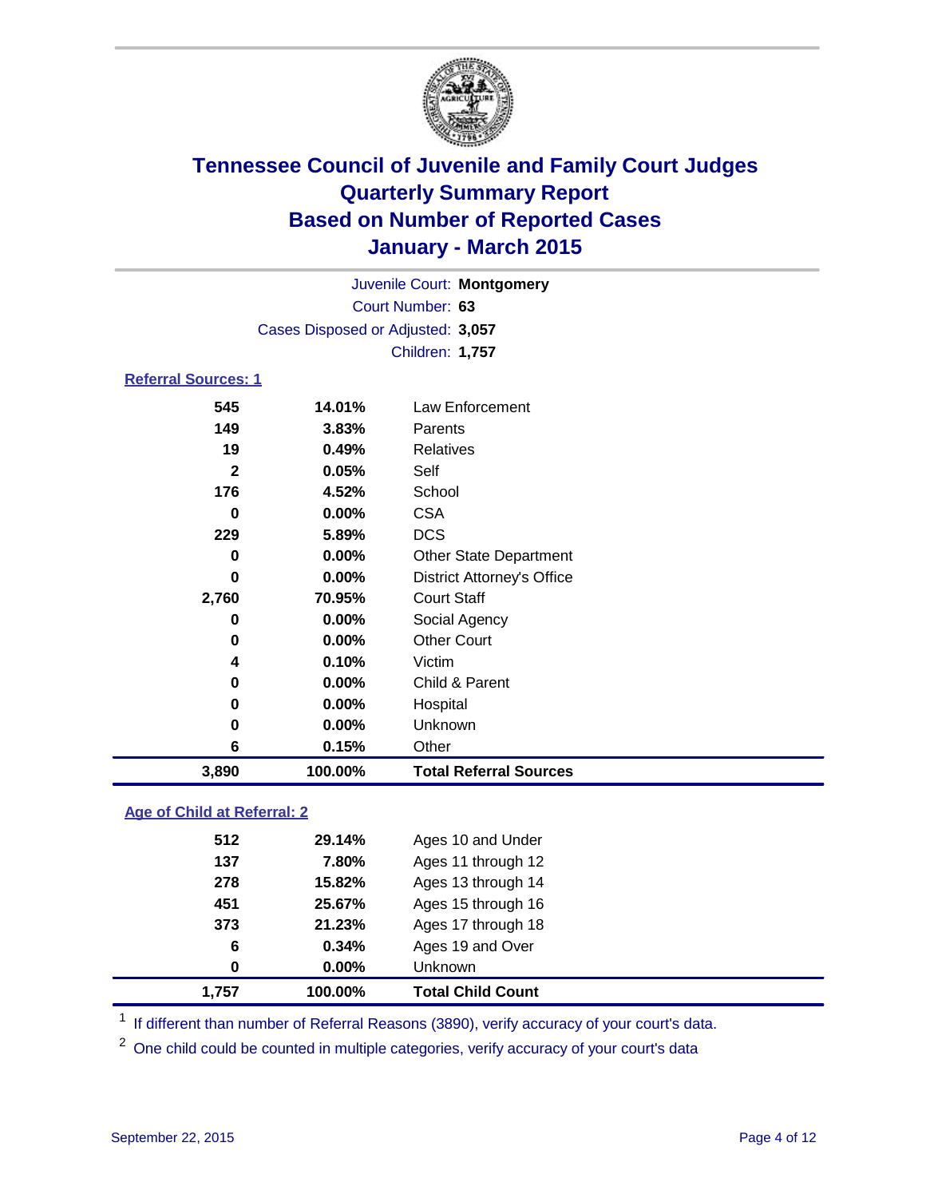# Tennessee Council of Juvenile and Family Court Judges
## Quarterly Summary Report
## Based on Number of Reported Cases
## January - March 2015

Juvenile Court: **Montgomery**
Court Number: **63**
Cases Disposed or Adjusted: **3,057**
Children: **1,757**

### Referral Sources: 1

| | | |
|---|---|---|
| 545 | 14.01% | Law Enforcement |
| 149 | 3.83% | Parents |
| 19 | 0.49% | Relatives |
| 2 | 0.05% | Self |
| 176 | 4.52% | School |
| 0 | 0.00% | CSA |
| 229 | 5.89% | DCS |
| 0 | 0.00% | Other State Department |
| 0 | 0.00% | District Attorney's Office |
| 2,760 | 70.95% | Court Staff |
| 0 | 0.00% | Social Agency |
| 0 | 0.00% | Other Court |
| 4 | 0.10% | Victim |
| 0 | 0.00% | Child & Parent |
| 0 | 0.00% | Hospital |
| 0 | 0.00% | Unknown |
| 6 | 0.15% | Other |
| **3,890** | **100.00%** | **Total Referral Sources** |

### Age of Child at Referral: 2

| | | |
|---|---|---|
| 512 | 29.14% | Ages 10 and Under |
| 137 | 7.80% | Ages 11 through 12 |
| 278 | 15.82% | Ages 13 through 14 |
| 451 | 25.67% | Ages 15 through 16 |
| 373 | 21.23% | Ages 17 through 18 |
| 6 | 0.34% | Ages 19 and Over |
| 0 | 0.00% | Unknown |
| **1,757** | **100.00%** | **Total Child Count** |

[1] If different than number of Referral Reasons (3890), verify accuracy of your court's data.

[2] One child could be counted in multiple categories, verify accuracy of your court's data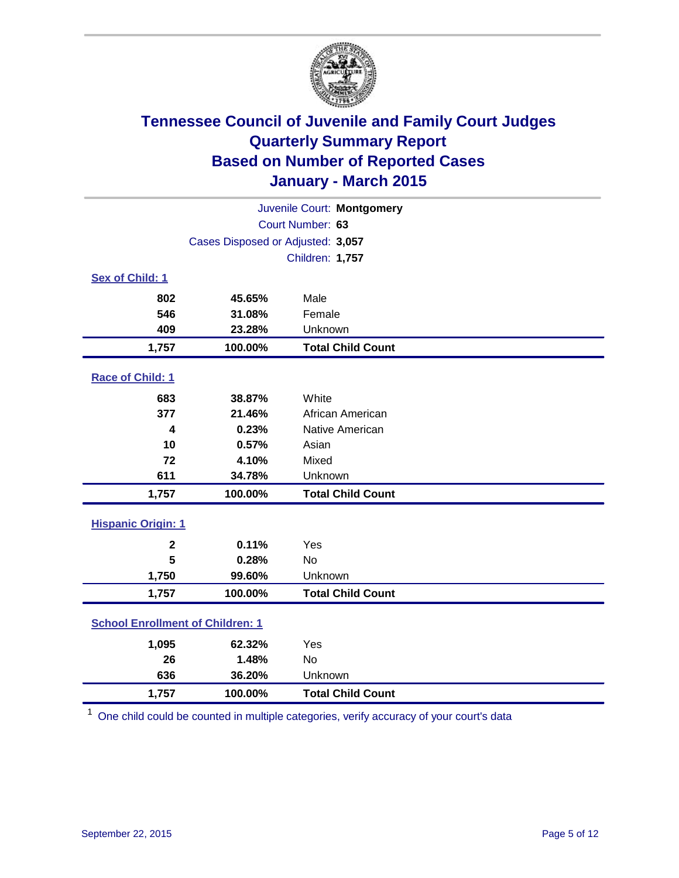# Tennessee Council of Juvenile and Family Court Judges
## Quarterly Summary Report
## Based on Number of Reported Cases
## January - March 2015

Juvenile Court: **Montgomery**

Court Number: **63**

Cases Disposed or Adjusted: **3,057**

Children: **1,757**

### Sex of Child: 1

| Count | Percent | Category |
|---|---|---|
| 802 | 45.65% | Male |
| 546 | 31.08% | Female |
| 409 | 23.28% | Unknown |
| **1,757** | **100.00%** | **Total Child Count** |

### Race of Child: 1

| Count | Percent | Category |
|---|---|---|
| 683 | 38.87% | White |
| 377 | 21.46% | African American |
| 4 | 0.23% | Native American |
| 10 | 0.57% | Asian |
| 72 | 4.10% | Mixed |
| 611 | 34.78% | Unknown |
| **1,757** | **100.00%** | **Total Child Count** |

### Hispanic Origin: 1

| Count | Percent | Category |
|---|---|---|
| 2 | 0.11% | Yes |
| 5 | 0.28% | No |
| 1,750 | 99.60% | Unknown |
| **1,757** | **100.00%** | **Total Child Count** |

### School Enrollment of Children: 1

| Count | Percent | Category |
|---|---|---|
| 1,095 | 62.32% | Yes |
| 26 | 1.48% | No |
| 636 | 36.20% | Unknown |
| **1,757** | **100.00%** | **Total Child Count** |

[1] One child could be counted in multiple categories, verify accuracy of your court's data

September 22, 2015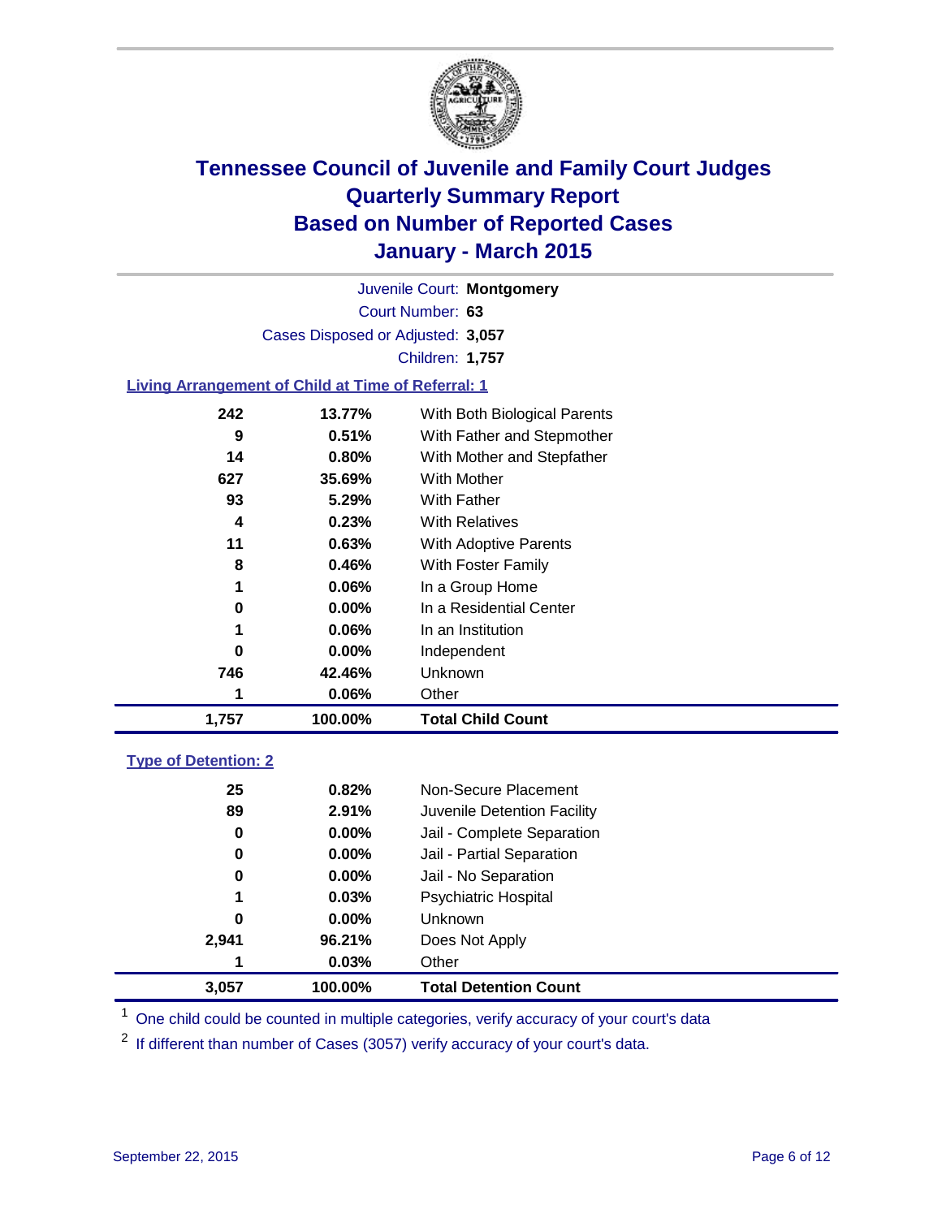# Tennessee Council of Juvenile and Family Court Judges
## Quarterly Summary Report
## Based on Number of Reported Cases
## January - March 2015

Juvenile Court: **Montgomery**
Court Number: **63**
Cases Disposed or Adjusted: **3,057**
Children: **1,757**

### Living Arrangement of Child at Time of Referral: 1

| Count | Percent | Category |
|---|---|---|
| 242 | 13.77% | With Both Biological Parents |
| 9 | 0.51% | With Father and Stepmother |
| 14 | 0.80% | With Mother and Stepfather |
| 627 | 35.69% | With Mother |
| 93 | 5.29% | With Father |
| 4 | 0.23% | With Relatives |
| 11 | 0.63% | With Adoptive Parents |
| 8 | 0.46% | With Foster Family |
| 1 | 0.06% | In a Group Home |
| 0 | 0.00% | In a Residential Center |
| 1 | 0.06% | In an Institution |
| 0 | 0.00% | Independent |
| 746 | 42.46% | Unknown |
| 1 | 0.06% | Other |
| **1,757** | **100.00%** | **Total Child Count** |

### Type of Detention: 2

| Count | Percent | Category |
|---|---|---|
| 25 | 0.82% | Non-Secure Placement |
| 89 | 2.91% | Juvenile Detention Facility |
| 0 | 0.00% | Jail - Complete Separation |
| 0 | 0.00% | Jail - Partial Separation |
| 0 | 0.00% | Jail - No Separation |
| 1 | 0.03% | Psychiatric Hospital |
| 0 | 0.00% | Unknown |
| 2,941 | 96.21% | Does Not Apply |
| 1 | 0.03% | Other |
| **3,057** | **100.00%** | **Total Detention Count** |

[1] One child could be counted in multiple categories, verify accuracy of your court's data

[2] If different than number of Cases (3057) verify accuracy of your court's data.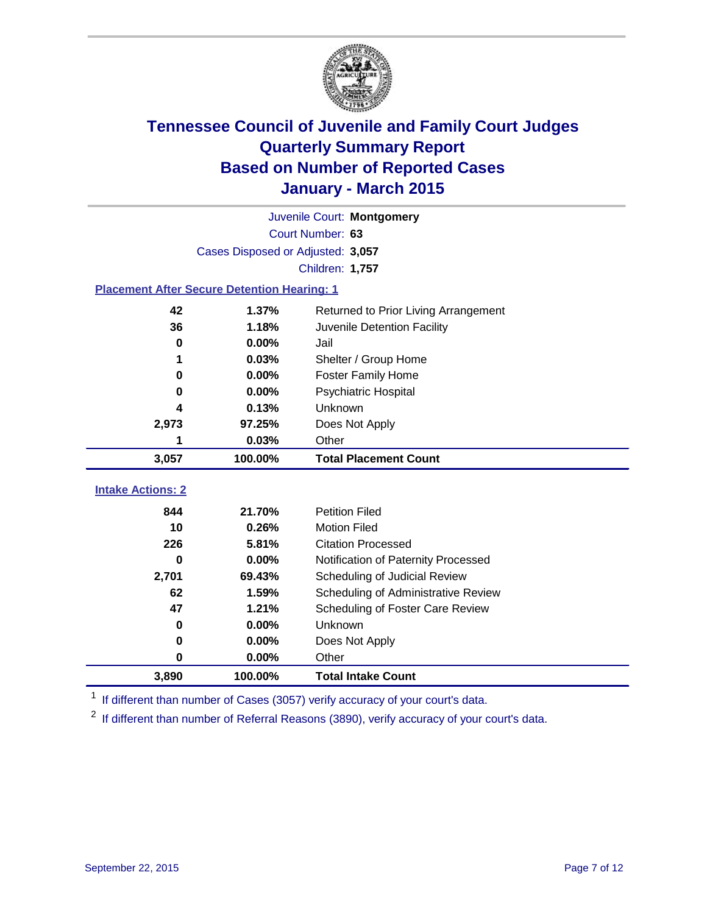# Tennessee Council of Juvenile and Family Court Judges
# Quarterly Summary Report
# Based on Number of Reported Cases
# January - March 2015

Juvenile Court: **Montgomery**
Court Number: **63**
Cases Disposed or Adjusted: **3,057**
Children: **1,757**

### Placement After Secure Detention Hearing: 1

| Count | Percent | Placement |
|---|---|---|
| 42 | 1.37% | Returned to Prior Living Arrangement |
| 36 | 1.18% | Juvenile Detention Facility |
| 0 | 0.00% | Jail |
| 1 | 0.03% | Shelter / Group Home |
| 0 | 0.00% | Foster Family Home |
| 0 | 0.00% | Psychiatric Hospital |
| 4 | 0.13% | Unknown |
| 2,973 | 97.25% | Does Not Apply |
| 1 | 0.03% | Other |
| **3,057** | **100.00%** | **Total Placement Count** |

### Intake Actions: 2

| Count | Percent | Intake Action |
|---|---|---|
| 844 | 21.70% | Petition Filed |
| 10 | 0.26% | Motion Filed |
| 226 | 5.81% | Citation Processed |
| 0 | 0.00% | Notification of Paternity Processed |
| 2,701 | 69.43% | Scheduling of Judicial Review |
| 62 | 1.59% | Scheduling of Administrative Review |
| 47 | 1.21% | Scheduling of Foster Care Review |
| 0 | 0.00% | Unknown |
| 0 | 0.00% | Does Not Apply |
| 0 | 0.00% | Other |
| **3,890** | **100.00%** | **Total Intake Count** |

[1] If different than number of Cases (3057) verify accuracy of your court's data.

[2] If different than number of Referral Reasons (3890), verify accuracy of your court's data.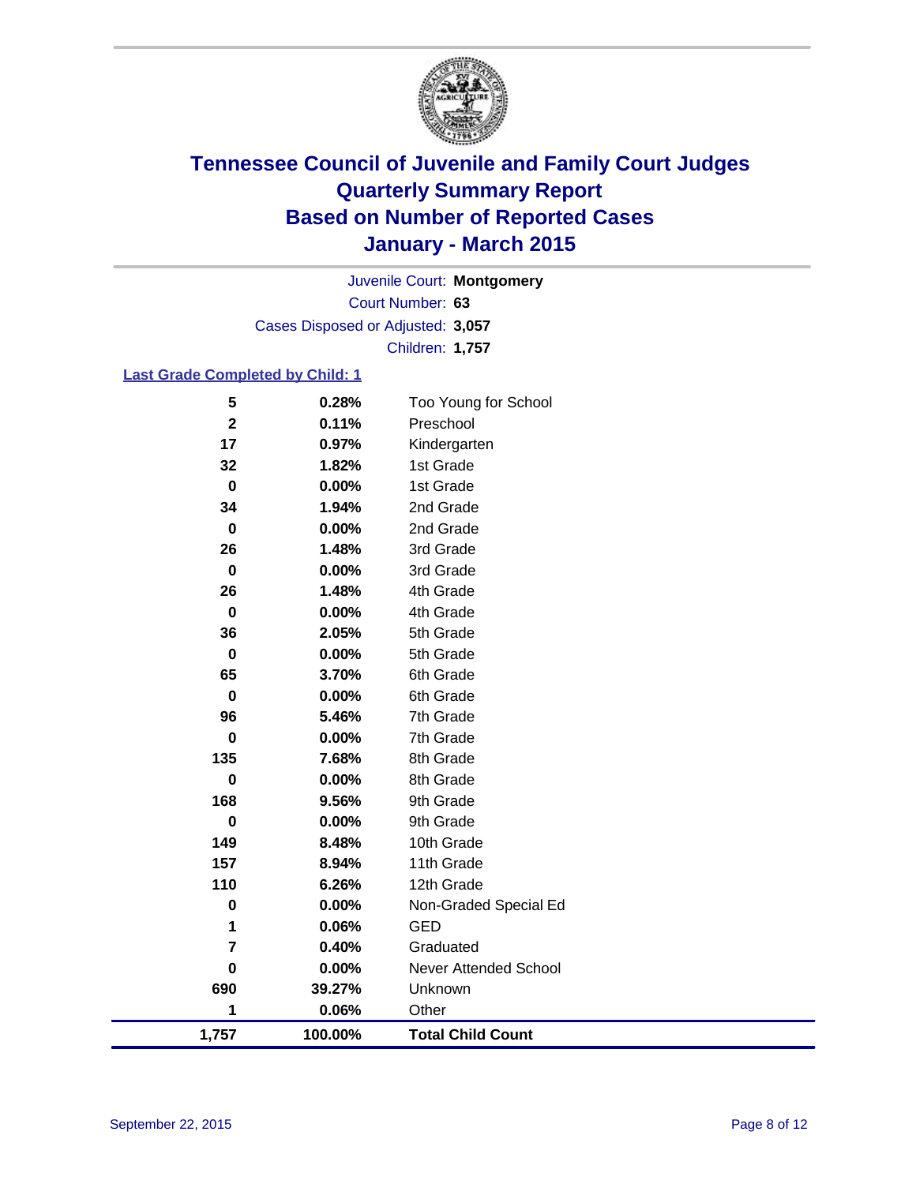# Tennessee Council of Juvenile and Family Court Judges
# Quarterly Summary Report
# Based on Number of Reported Cases
# January - March 2015

Juvenile Court: **Montgomery**
Court Number: **63**
Cases Disposed or Adjusted: **3,057**
Children: **1,757**

## Last Grade Completed by Child: 1

| Count | Percent | Grade |
|---|---|---|
| 5 | 0.28% | Too Young for School |
| 2 | 0.11% | Preschool |
| 17 | 0.97% | Kindergarten |
| 32 | 1.82% | 1st Grade |
| 0 | 0.00% | 1st Grade |
| 34 | 1.94% | 2nd Grade |
| 0 | 0.00% | 2nd Grade |
| 26 | 1.48% | 3rd Grade |
| 0 | 0.00% | 3rd Grade |
| 26 | 1.48% | 4th Grade |
| 0 | 0.00% | 4th Grade |
| 36 | 2.05% | 5th Grade |
| 0 | 0.00% | 5th Grade |
| 65 | 3.70% | 6th Grade |
| 0 | 0.00% | 6th Grade |
| 96 | 5.46% | 7th Grade |
| 0 | 0.00% | 7th Grade |
| 135 | 7.68% | 8th Grade |
| 0 | 0.00% | 8th Grade |
| 168 | 9.56% | 9th Grade |
| 0 | 0.00% | 9th Grade |
| 149 | 8.48% | 10th Grade |
| 157 | 8.94% | 11th Grade |
| 110 | 6.26% | 12th Grade |
| 0 | 0.00% | Non-Graded Special Ed |
| 1 | 0.06% | GED |
| 7 | 0.40% | Graduated |
| 0 | 0.00% | Never Attended School |
| 690 | 39.27% | Unknown |
| 1 | 0.06% | Other |
| **1,757** | **100.00%** | **Total Child Count** |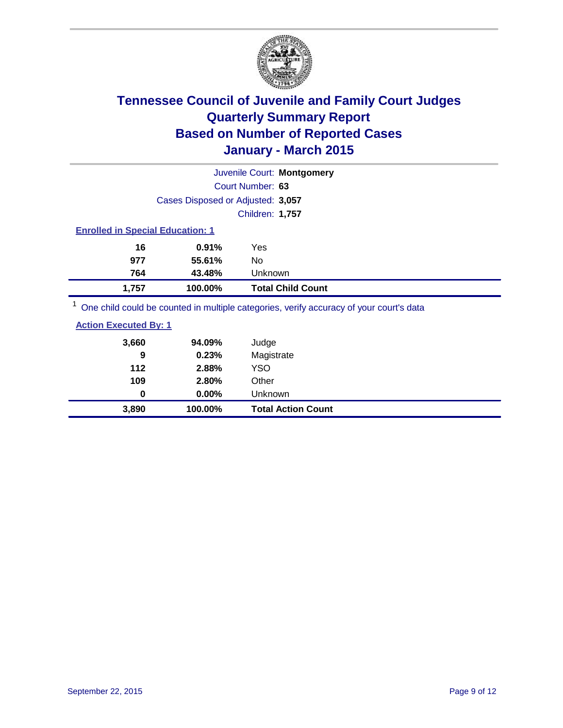# Tennessee Council of Juvenile and Family Court Judges
## Quarterly Summary Report
## Based on Number of Reported Cases
## January - March 2015

Juvenile Court: **Montgomery**

Court Number: **63**

Cases Disposed or Adjusted: **3,057**

Children: **1,757**

### Enrolled in Special Education: 1

| Count | Percent | Category |
|---|---|---|
| 16 | 0.91% | Yes |
| 977 | 55.61% | No |
| 764 | 43.48% | Unknown |
| **1,757** | **100.00%** | **Total Child Count** |

[1] One child could be counted in multiple categories, verify accuracy of your court's data

### Action Executed By: 1

| Count | Percent | Category |
|---|---|---|
| 3,660 | 94.09% | Judge |
| 9 | 0.23% | Magistrate |
| 112 | 2.88% | YSO |
| 109 | 2.80% | Other |
| 0 | 0.00% | Unknown |
| **3,890** | **100.00%** | **Total Action Count** |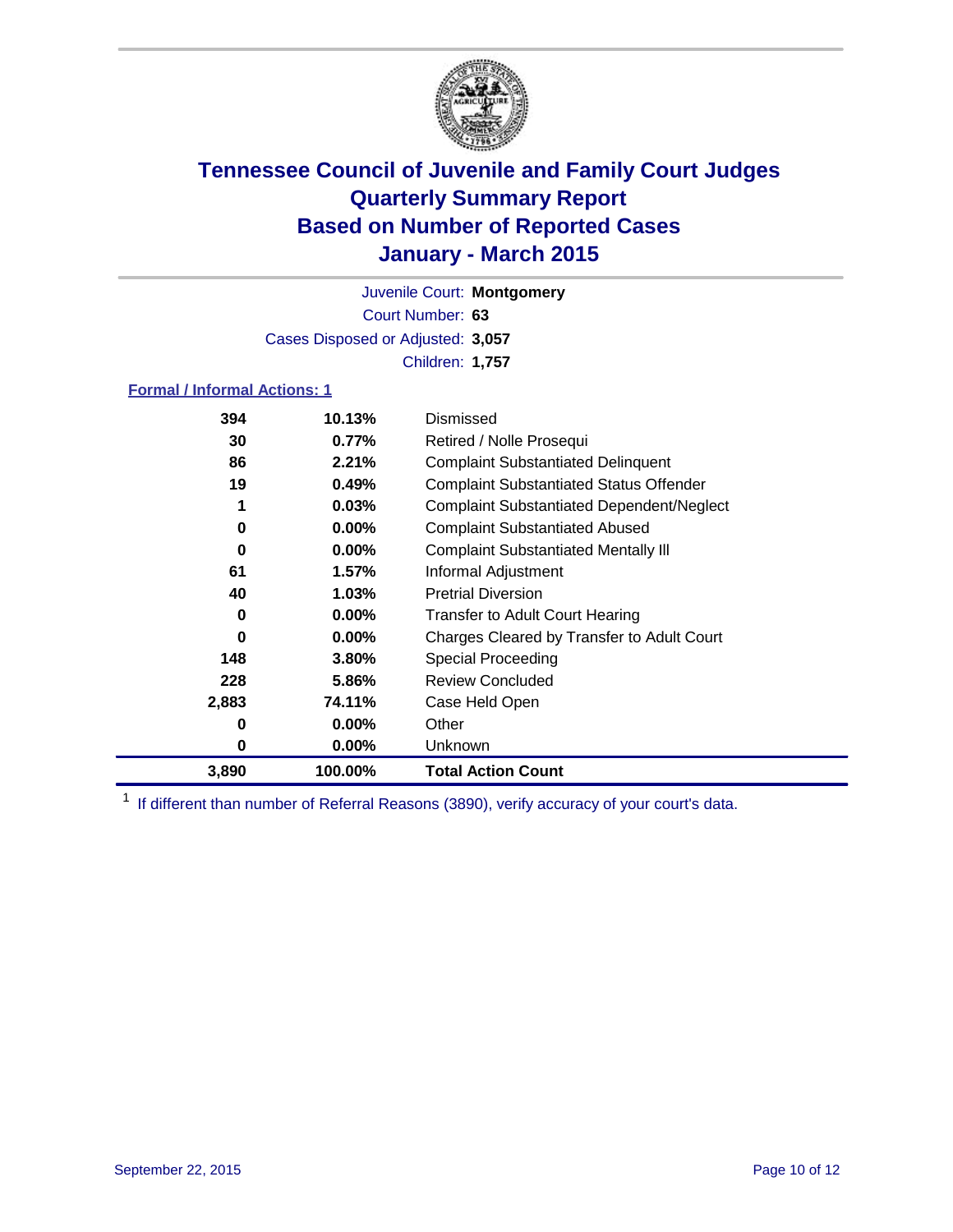# Tennessee Council of Juvenile and Family Court Judges
## Quarterly Summary Report
## Based on Number of Reported Cases
## January - March 2015

Juvenile Court: **Montgomery**
Court Number: **63**
Cases Disposed or Adjusted: **3,057**
Children: **1,757**

### Formal / Informal Actions: 1

| Count | Percent | Action |
|---|---|---|
| 394 | 10.13% | Dismissed |
| 30 | 0.77% | Retired / Nolle Prosequi |
| 86 | 2.21% | Complaint Substantiated Delinquent |
| 19 | 0.49% | Complaint Substantiated Status Offender |
| 1 | 0.03% | Complaint Substantiated Dependent/Neglect |
| 0 | 0.00% | Complaint Substantiated Abused |
| 0 | 0.00% | Complaint Substantiated Mentally Ill |
| 61 | 1.57% | Informal Adjustment |
| 40 | 1.03% | Pretrial Diversion |
| 0 | 0.00% | Transfer to Adult Court Hearing |
| 0 | 0.00% | Charges Cleared by Transfer to Adult Court |
| 148 | 3.80% | Special Proceeding |
| 228 | 5.86% | Review Concluded |
| 2,883 | 74.11% | Case Held Open |
| 0 | 0.00% | Other |
| 0 | 0.00% | Unknown |
| **3,890** | **100.00%** | **Total Action Count** |

[1] If different than number of Referral Reasons (3890), verify accuracy of your court's data.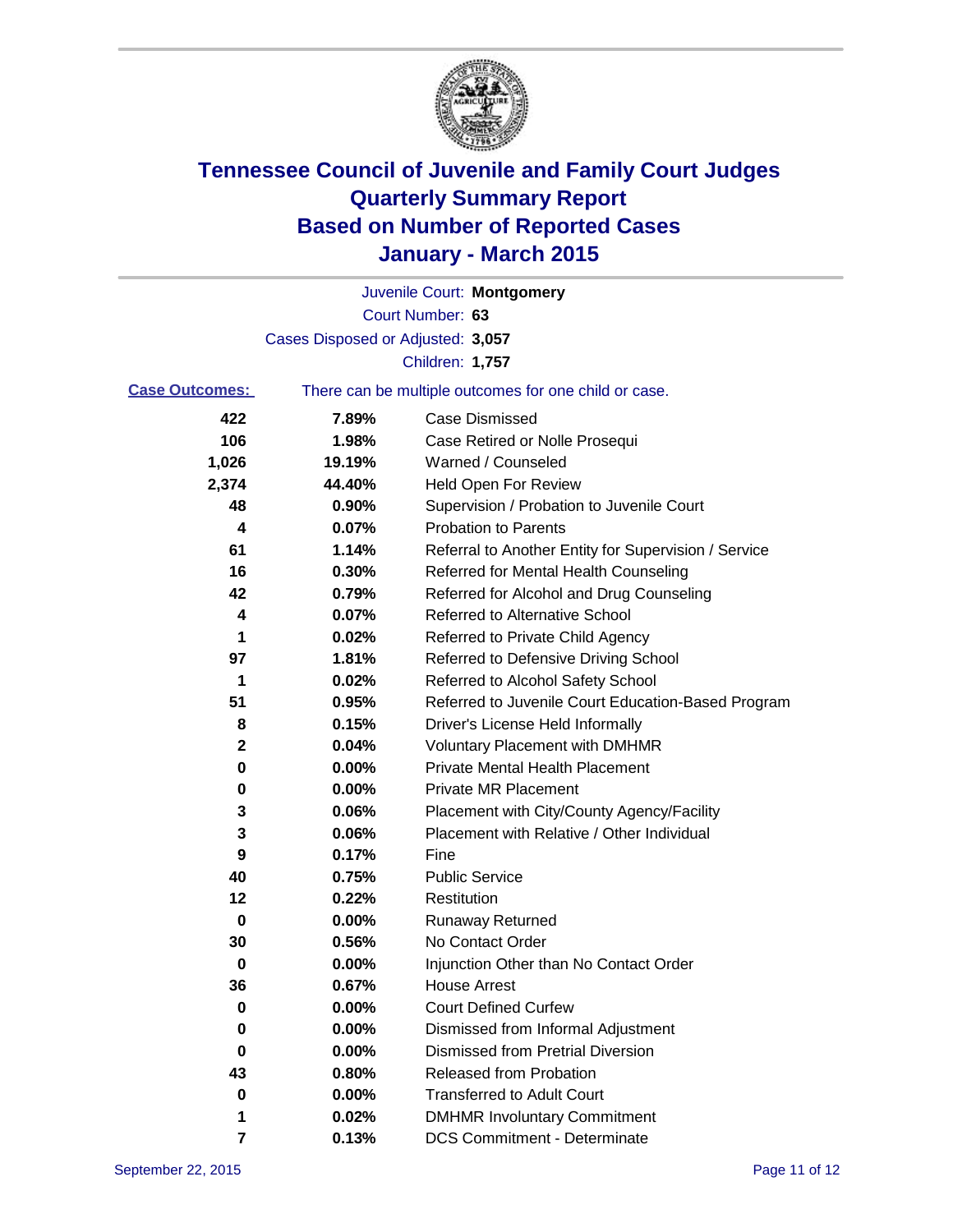# Tennessee Council of Juvenile and Family Court Judges
# Quarterly Summary Report
# Based on Number of Reported Cases
# January - March 2015

Juvenile Court: **Montgomery**
Court Number: **63**
Cases Disposed or Adjusted: **3,057**
Children: **1,757**

**Case Outcomes:** There can be multiple outcomes for one child or case.

| Count | Percent | Outcome |
|---|---|---|
| 422 | 7.89% | Case Dismissed |
| 106 | 1.98% | Case Retired or Nolle Prosequi |
| 1,026 | 19.19% | Warned / Counseled |
| 2,374 | 44.40% | Held Open For Review |
| 48 | 0.90% | Supervision / Probation to Juvenile Court |
| 4 | 0.07% | Probation to Parents |
| 61 | 1.14% | Referral to Another Entity for Supervision / Service |
| 16 | 0.30% | Referred for Mental Health Counseling |
| 42 | 0.79% | Referred for Alcohol and Drug Counseling |
| 4 | 0.07% | Referred to Alternative School |
| 1 | 0.02% | Referred to Private Child Agency |
| 97 | 1.81% | Referred to Defensive Driving School |
| 1 | 0.02% | Referred to Alcohol Safety School |
| 51 | 0.95% | Referred to Juvenile Court Education-Based Program |
| 8 | 0.15% | Driver's License Held Informally |
| 2 | 0.04% | Voluntary Placement with DMHMR |
| 0 | 0.00% | Private Mental Health Placement |
| 0 | 0.00% | Private MR Placement |
| 3 | 0.06% | Placement with City/County Agency/Facility |
| 3 | 0.06% | Placement with Relative / Other Individual |
| 9 | 0.17% | Fine |
| 40 | 0.75% | Public Service |
| 12 | 0.22% | Restitution |
| 0 | 0.00% | Runaway Returned |
| 30 | 0.56% | No Contact Order |
| 0 | 0.00% | Injunction Other than No Contact Order |
| 36 | 0.67% | House Arrest |
| 0 | 0.00% | Court Defined Curfew |
| 0 | 0.00% | Dismissed from Informal Adjustment |
| 0 | 0.00% | Dismissed from Pretrial Diversion |
| 43 | 0.80% | Released from Probation |
| 0 | 0.00% | Transferred to Adult Court |
| 1 | 0.02% | DMHMR Involuntary Commitment |
| 7 | 0.13% | DCS Commitment - Determinate |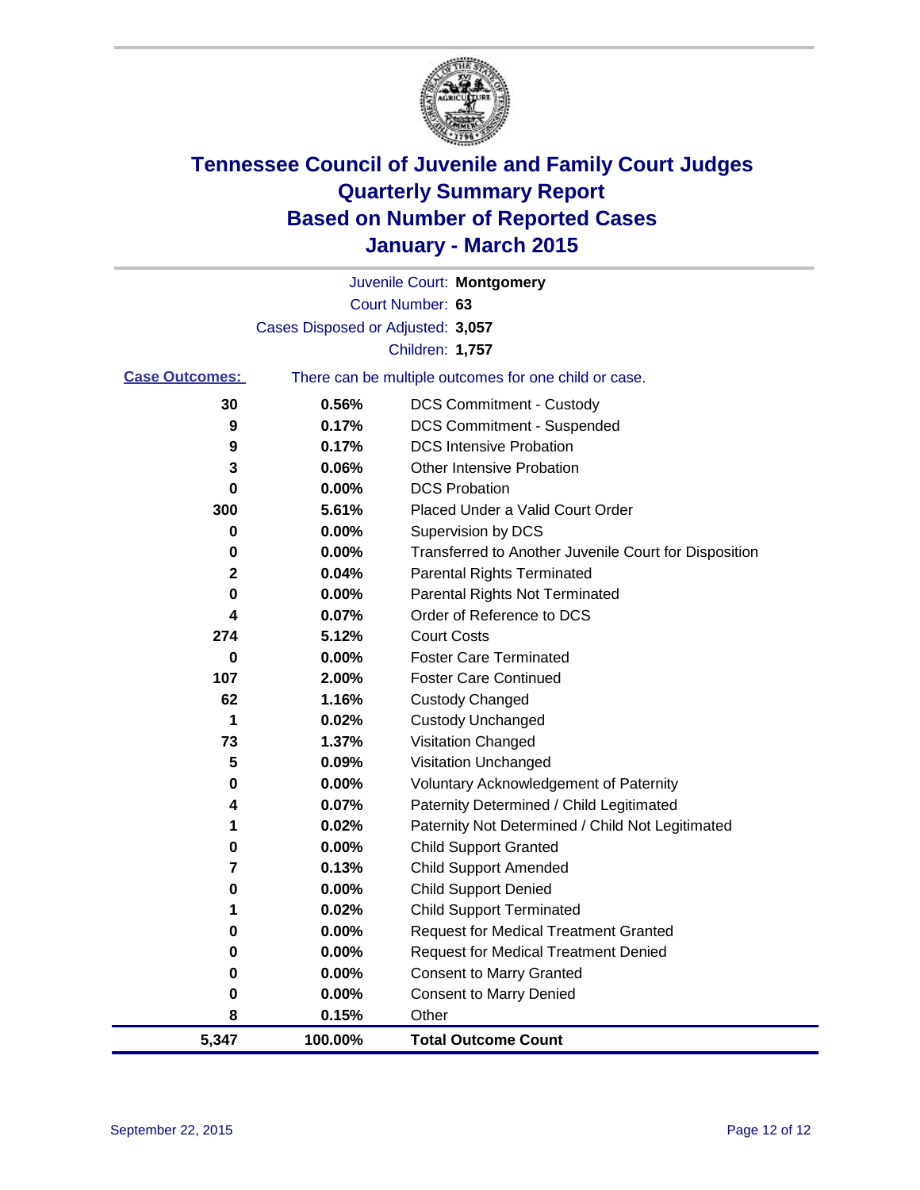# Tennessee Council of Juvenile and Family Court Judges
# Quarterly Summary Report
# Based on Number of Reported Cases
# January - March 2015

Juvenile Court: **Montgomery**
Court Number: **63**
Cases Disposed or Adjusted: **3,057**
Children: **1,757**

**Case Outcomes:** There can be multiple outcomes for one child or case.

| | | |
|---|---|---|
| 30 | 0.56% | DCS Commitment - Custody |
| 9 | 0.17% | DCS Commitment - Suspended |
| 9 | 0.17% | DCS Intensive Probation |
| 3 | 0.06% | Other Intensive Probation |
| 0 | 0.00% | DCS Probation |
| 300 | 5.61% | Placed Under a Valid Court Order |
| 0 | 0.00% | Supervision by DCS |
| 0 | 0.00% | Transferred to Another Juvenile Court for Disposition |
| 2 | 0.04% | Parental Rights Terminated |
| 0 | 0.00% | Parental Rights Not Terminated |
| 4 | 0.07% | Order of Reference to DCS |
| 274 | 5.12% | Court Costs |
| 0 | 0.00% | Foster Care Terminated |
| 107 | 2.00% | Foster Care Continued |
| 62 | 1.16% | Custody Changed |
| 1 | 0.02% | Custody Unchanged |
| 73 | 1.37% | Visitation Changed |
| 5 | 0.09% | Visitation Unchanged |
| 0 | 0.00% | Voluntary Acknowledgement of Paternity |
| 4 | 0.07% | Paternity Determined / Child Legitimated |
| 1 | 0.02% | Paternity Not Determined / Child Not Legitimated |
| 0 | 0.00% | Child Support Granted |
| 7 | 0.13% | Child Support Amended |
| 0 | 0.00% | Child Support Denied |
| 1 | 0.02% | Child Support Terminated |
| 0 | 0.00% | Request for Medical Treatment Granted |
| 0 | 0.00% | Request for Medical Treatment Denied |
| 0 | 0.00% | Consent to Marry Granted |
| 0 | 0.00% | Consent to Marry Denied |
| 8 | 0.15% | Other |
| **5,347** | **100.00%** | **Total Outcome Count** |

September 22, 2015